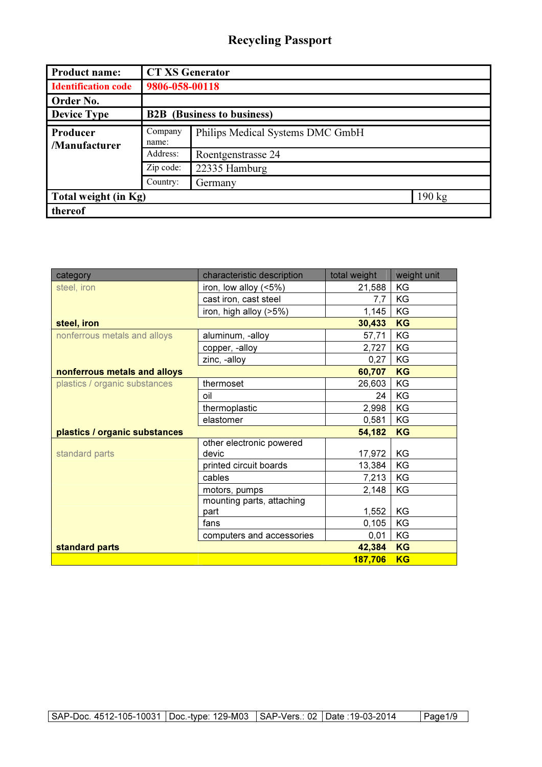# Recycling Passport

| Product name: | CT XS Generator | | |
|---|---|---|---|
| Identification code | 9806-058-00118 | | |
| Order No. | | | |
| Device Type | B2B (Business to business) | | |
| Producer /Manufacturer | Company name: | Philips Medical Systems DMC GmbH | |
| | Address: | Roentgenstrasse 24 | |
| | Zip code: | 22335 Hamburg | |
| | Country: | Germany | |
| Total weight (in Kg) | | | 190 kg |
| thereof | | | |

| category | characteristic description | total weight | weight unit |
|---|---|---|---|
| steel, iron | iron, low alloy (<5%) | 21,588 | KG |
| | cast iron, cast steel | 7,7 | KG |
| | iron, high alloy (>5%) | 1,145 | KG |
| **steel, iron** | | **30,433** | **KG** |
| nonferrous metals and alloys | aluminum, -alloy | 57,71 | KG |
| | copper, -alloy | 2,727 | KG |
| | zinc, -alloy | 0,27 | KG |
| **nonferrous metals and alloys** | | **60,707** | **KG** |
| plastics / organic substances | thermoset | 26,603 | KG |
| | oil | 24 | KG |
| | thermoplastic | 2,998 | KG |
| | elastomer | 0,581 | KG |
| **plastics / organic substances** | | **54,182** | **KG** |
| standard parts | other electronic powered devic | 17,972 | KG |
| | printed circuit boards | 13,384 | KG |
| | cables | 7,213 | KG |
| | motors, pumps | 2,148 | KG |
| | mounting parts, attaching part | 1,552 | KG |
| | fans | 0,105 | KG |
| | computers and accessories | 0,01 | KG |
| **standard parts** | | **42,384** | **KG** |
| | | **187,706** | **KG** |

| SAP-Doc. 4512-105-10031 | Doc.-type: 129-M03 | SAP-Vers.: 02 | Date :19-03-2014 |
|---|---|---|---|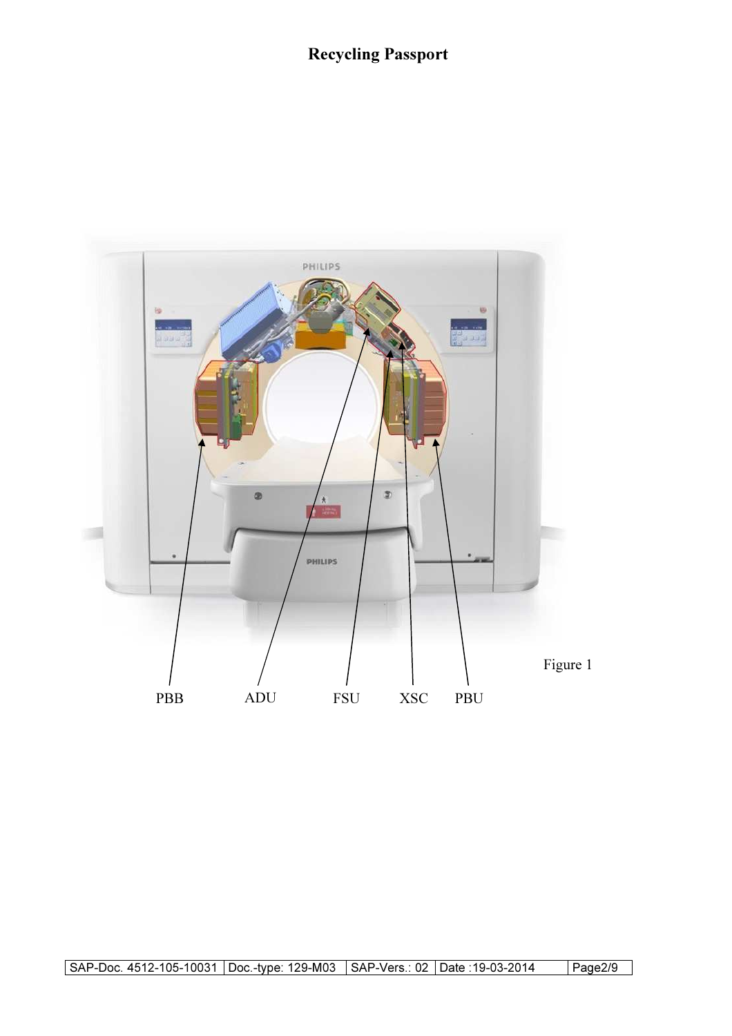# Recycling Passport

PBB ADU FSU XSC PBU

Figure 1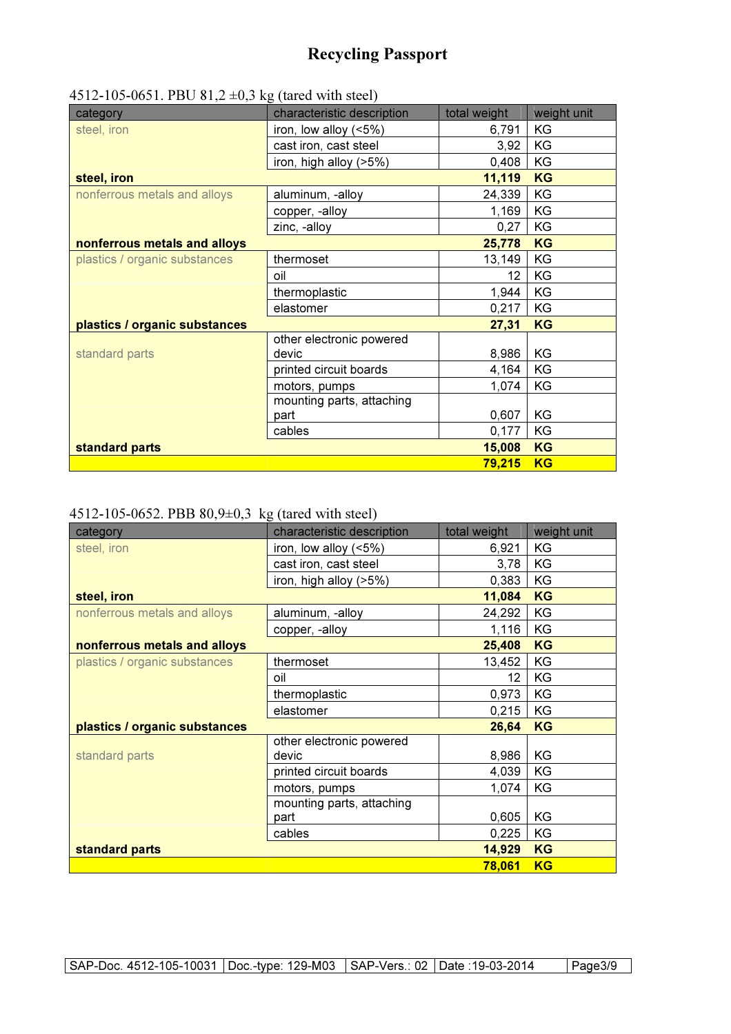# Recycling Passport

4512-105-0651. PBU 81,2 ±0,3 kg (tared with steel)

| category | characteristic description | total weight | weight unit |
|---|---|---|---|
| steel, iron | iron, low alloy (<5%) | 6,791 | KG |
| | cast iron, cast steel | 3,92 | KG |
| | iron, high alloy (>5%) | 0,408 | KG |
| **steel, iron** | | **11,119** | **KG** |
| nonferrous metals and alloys | aluminum, -alloy | 24,339 | KG |
| | copper, -alloy | 1,169 | KG |
| | zinc, -alloy | 0,27 | KG |
| **nonferrous metals and alloys** | | **25,778** | **KG** |
| plastics / organic substances | thermoset | 13,149 | KG |
| | oil | 12 | KG |
| | thermoplastic | 1,944 | KG |
| | elastomer | 0,217 | KG |
| **plastics / organic substances** | | **27,31** | **KG** |
| standard parts | other electronic powered devic | 8,986 | KG |
| | printed circuit boards | 4,164 | KG |
| | motors, pumps | 1,074 | KG |
| | mounting parts, attaching part | 0,607 | KG |
| | cables | 0,177 | KG |
| **standard parts** | | **15,008** | **KG** |
| | | **79,215** | **KG** |

4512-105-0652. PBB 80,9±0,3 kg (tared with steel)

| category | characteristic description | total weight | weight unit |
|---|---|---|---|
| steel, iron | iron, low alloy (<5%) | 6,921 | KG |
| | cast iron, cast steel | 3,78 | KG |
| | iron, high alloy (>5%) | 0,383 | KG |
| **steel, iron** | | **11,084** | **KG** |
| nonferrous metals and alloys | aluminum, -alloy | 24,292 | KG |
| | copper, -alloy | 1,116 | KG |
| **nonferrous metals and alloys** | | **25,408** | **KG** |
| plastics / organic substances | thermoset | 13,452 | KG |
| | oil | 12 | KG |
| | thermoplastic | 0,973 | KG |
| | elastomer | 0,215 | KG |
| **plastics / organic substances** | | **26,64** | **KG** |
| standard parts | other electronic powered devic | 8,986 | KG |
| | printed circuit boards | 4,039 | KG |
| | motors, pumps | 1,074 | KG |
| | mounting parts, attaching part | 0,605 | KG |
| | cables | 0,225 | KG |
| **standard parts** | | **14,929** | **KG** |
| | | **78,061** | **KG** |

| SAP-Doc. 4512-105-10031 | Doc.-type: 129-M03 | SAP-Vers.: 02 | Date :19-03-2014 |
|---|---|---|---|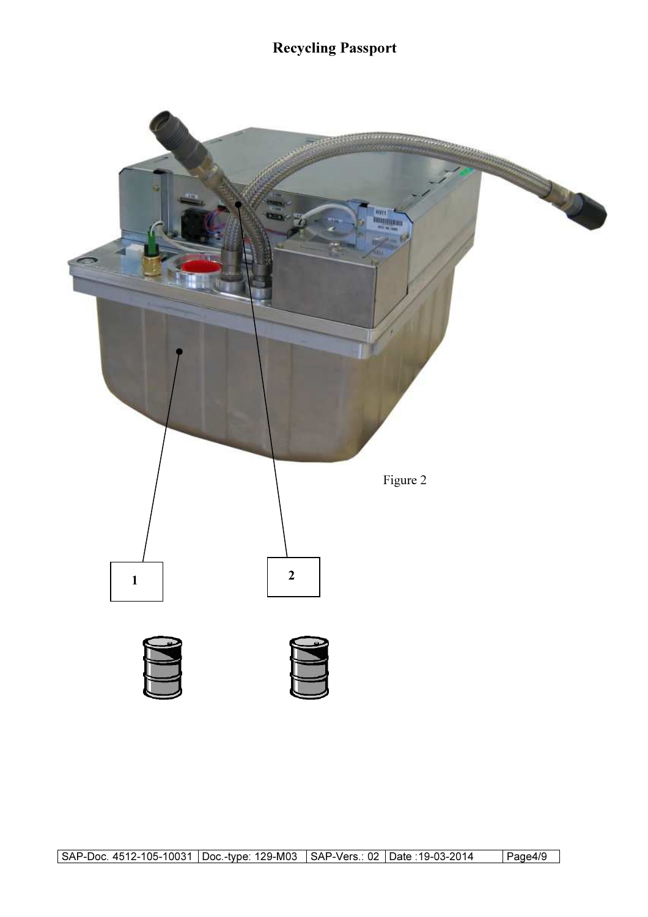# Recycling Passport

Figure 2

1

2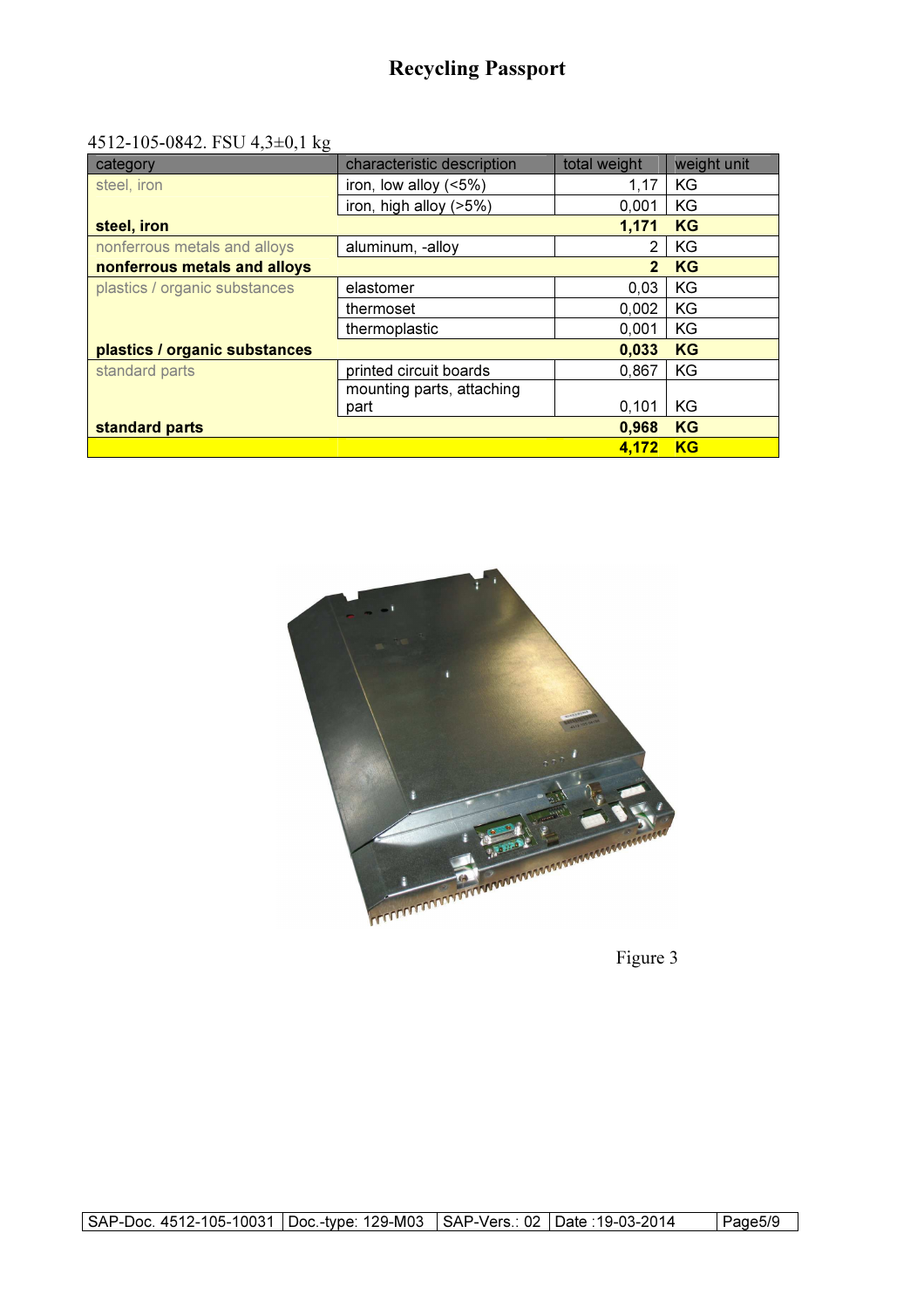# Recycling Passport

4512-105-0842. FSU 4,3±0,1 kg

| category | characteristic description | total weight | weight unit |
|---|---|---|---|
| steel, iron | iron, low alloy (<5%) | 1,17 | KG |
| | iron, high alloy (>5%) | 0,001 | KG |
| **steel, iron** | | **1,171** | **KG** |
| nonferrous metals and alloys | aluminum, -alloy | 2 | KG |
| **nonferrous metals and alloys** | | **2** | **KG** |
| plastics / organic substances | elastomer | 0,03 | KG |
| | thermoset | 0,002 | KG |
| | thermoplastic | 0,001 | KG |
| **plastics / organic substances** | | **0,033** | **KG** |
| standard parts | printed circuit boards | 0,867 | KG |
| | mounting parts, attaching part | 0,101 | KG |
| **standard parts** | | **0,968** | **KG** |
| | | **4,172** | **KG** |

Figure 3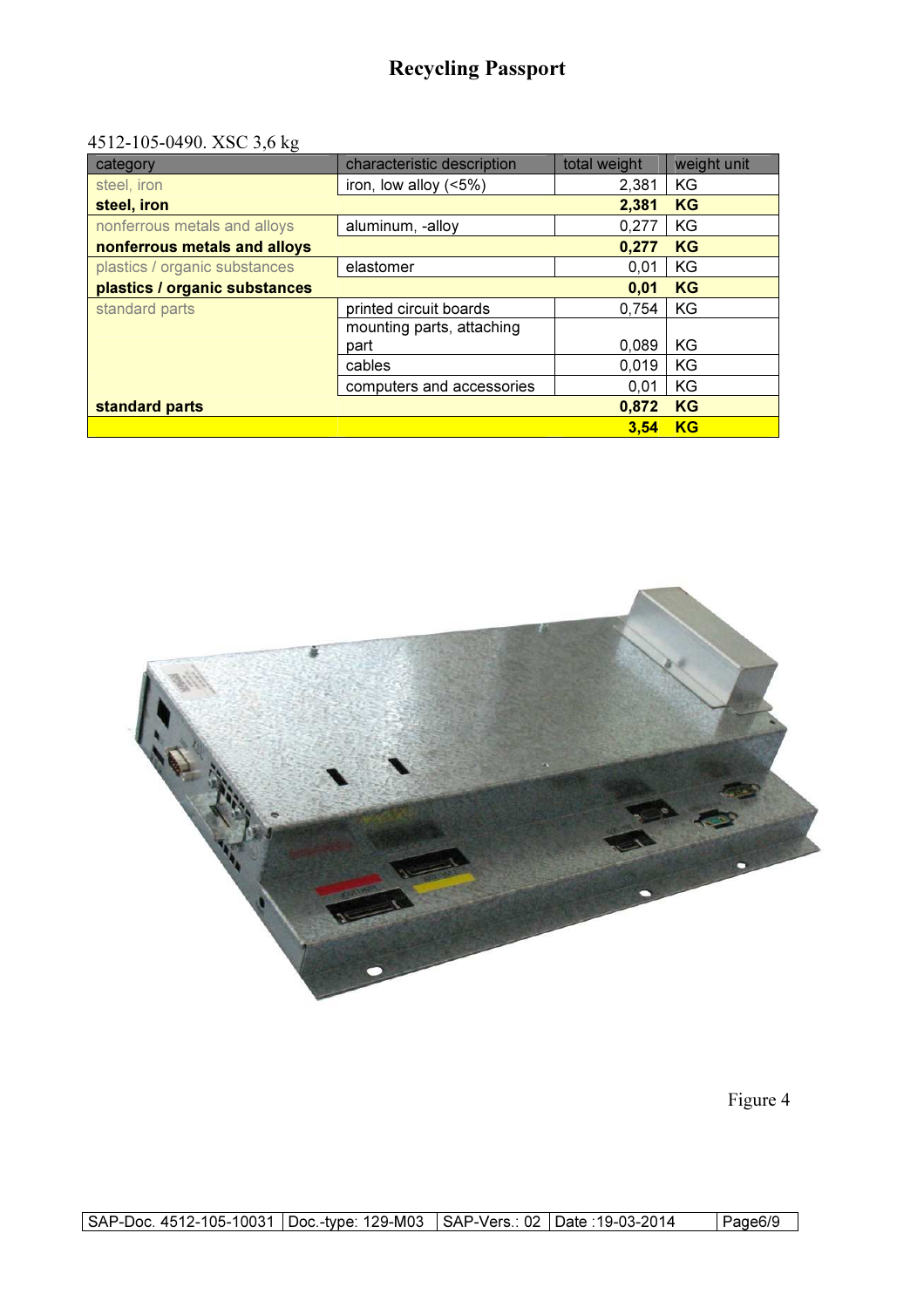# Recycling Passport

4512-105-0490. XSC 3,6 kg

| category | characteristic description | total weight | weight unit |
|---|---|---|---|
| steel, iron | iron, low alloy (<5%) | 2,381 | KG |
| **steel, iron** | | **2,381** | **KG** |
| nonferrous metals and alloys | aluminum, -alloy | 0,277 | KG |
| **nonferrous metals and alloys** | | **0,277** | **KG** |
| plastics / organic substances | elastomer | 0,01 | KG |
| **plastics / organic substances** | | **0,01** | **KG** |
| standard parts | printed circuit boards | 0,754 | KG |
| | mounting parts, attaching part | 0,089 | KG |
| | cables | 0,019 | KG |
| | computers and accessories | 0,01 | KG |
| **standard parts** | | **0,872** | **KG** |
| | | **3,54** | **KG** |

Figure 4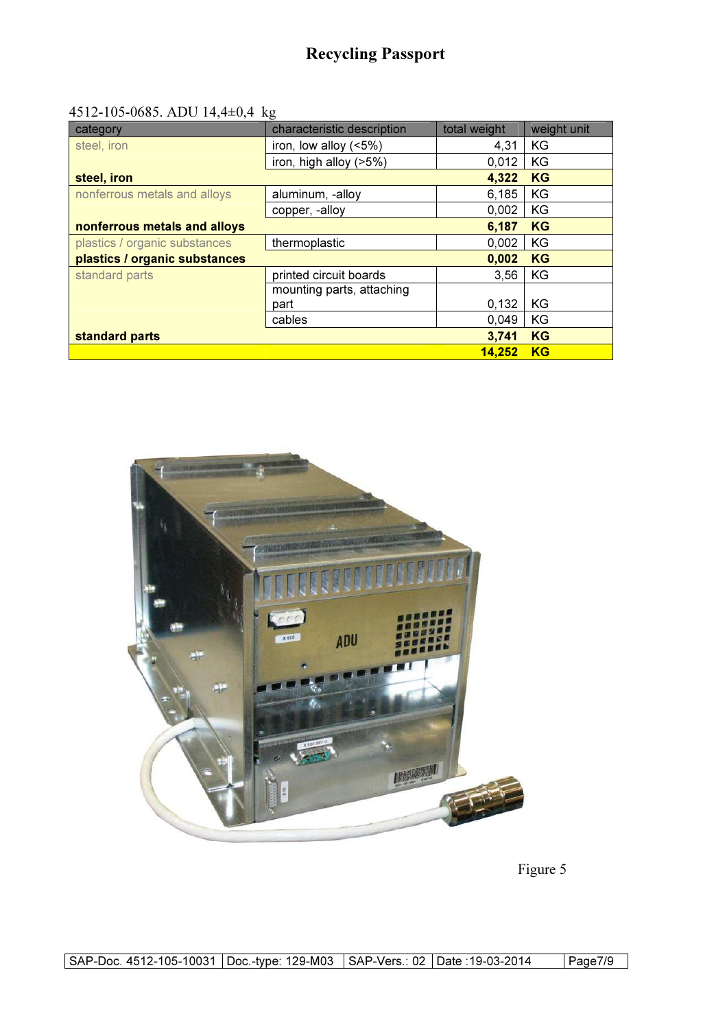# Recycling Passport

4512-105-0685. ADU 14,4±0,4 kg

| category | characteristic description | total weight | weight unit |
|---|---|---|---|
| steel, iron | iron, low alloy (<5%) | 4,31 | KG |
| | iron, high alloy (>5%) | 0,012 | KG |
| **steel, iron** | | **4,322** | **KG** |
| nonferrous metals and alloys | aluminum, -alloy | 6,185 | KG |
| | copper, -alloy | 0,002 | KG |
| **nonferrous metals and alloys** | | **6,187** | **KG** |
| plastics / organic substances | thermoplastic | 0,002 | KG |
| **plastics / organic substances** | | **0,002** | **KG** |
| standard parts | printed circuit boards | 3,56 | KG |
| | mounting parts, attaching part | 0,132 | KG |
| | cables | 0,049 | KG |
| **standard parts** | | **3,741** | **KG** |
| | | **14,252** | **KG** |

Figure 5

| SAP-Doc. 4512-105-10031 | Doc.-type: 129-M03 | SAP-Vers.: 02 | Date :19-03-2014 |
|---|---|---|---|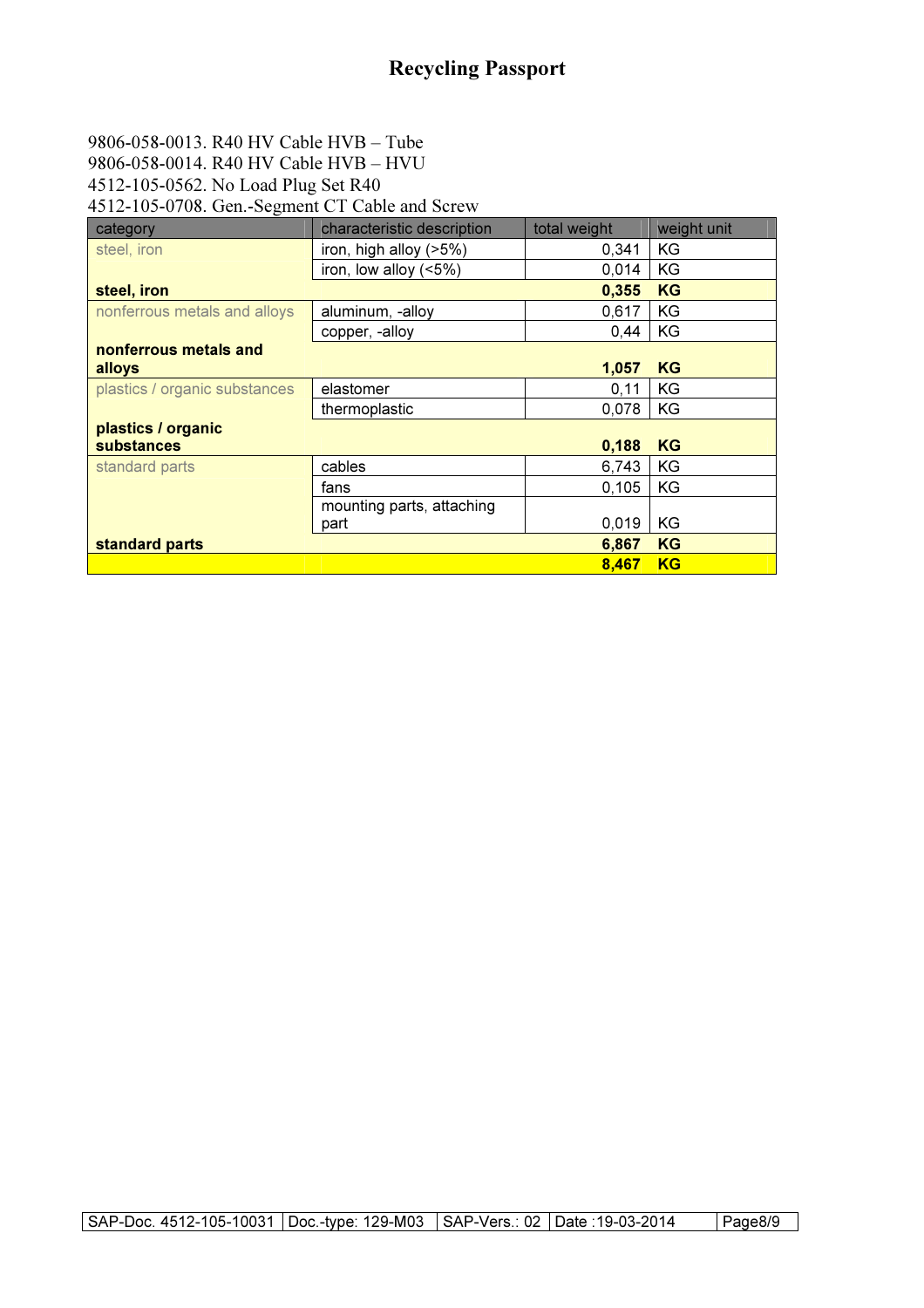# Recycling Passport

9806-058-0013. R40 HV Cable HVB – Tube
9806-058-0014. R40 HV Cable HVB – HVU
4512-105-0562. No Load Plug Set R40
4512-105-0708. Gen.-Segment CT Cable and Screw

| category | characteristic description | total weight | weight unit |
|---|---|---|---|
| steel, iron | iron, high alloy (>5%) | 0,341 | KG |
| | iron, low alloy (<5%) | 0,014 | KG |
| **steel, iron** | | **0,355** | **KG** |
| nonferrous metals and alloys | aluminum, -alloy | 0,617 | KG |
| | copper, -alloy | 0,44 | KG |
| **nonferrous metals and alloys** | | **1,057** | **KG** |
| plastics / organic substances | elastomer | 0,11 | KG |
| | thermoplastic | 0,078 | KG |
| **plastics / organic substances** | | **0,188** | **KG** |
| standard parts | cables | 6,743 | KG |
| | fans | 0,105 | KG |
| | mounting parts, attaching part | 0,019 | KG |
| **standard parts** | | **6,867** | **KG** |
| | | **8,467** | **KG** |

| SAP-Doc. 4512-105-10031 | Doc.-type: 129-M03 | SAP-Vers.: 02 | Date :19-03-2014 |
|---|---|---|---|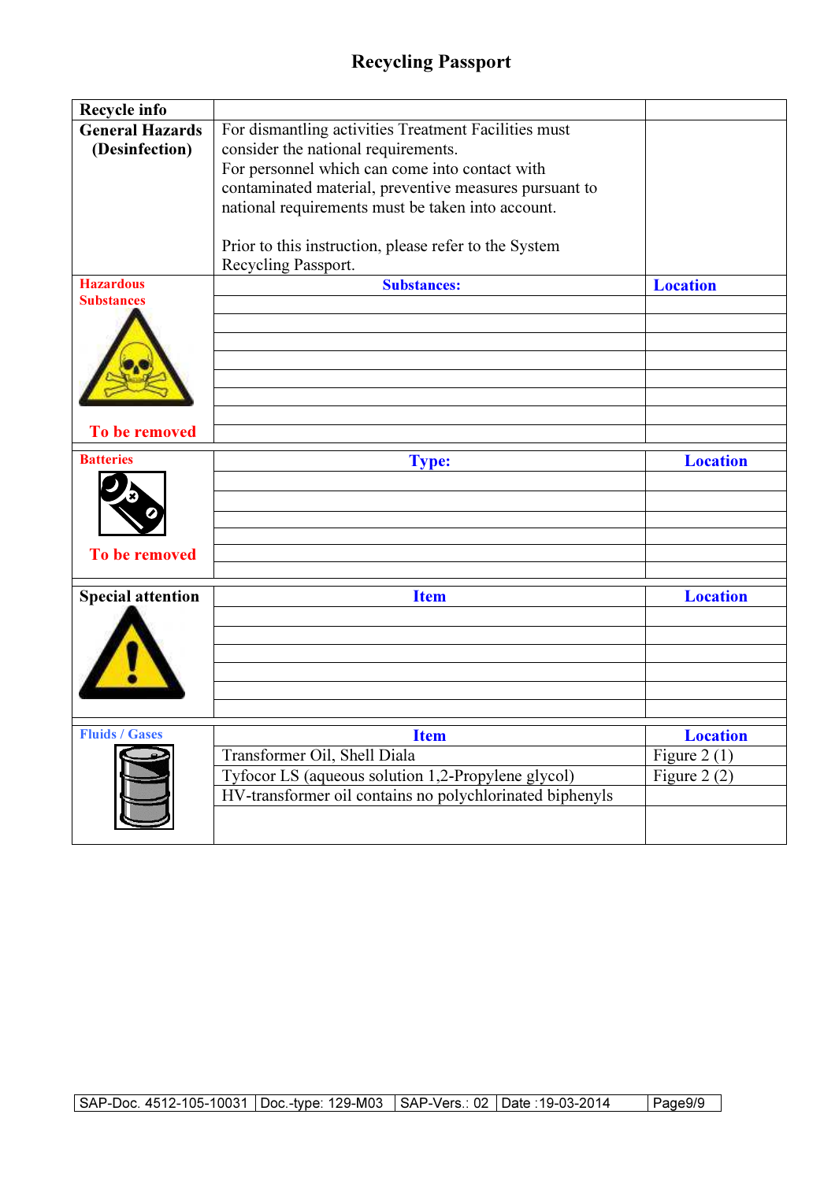# Recycling Passport

| | | |
|---|---|---|
| **Recycle info** | | |
| **General Hazards (Desinfection)** | For dismantling activities Treatment Facilities must consider the national requirements.<br>For personnel which can come into contact with contaminated material, preventive measures pursuant to national requirements must be taken into account.<br><br>Prior to this instruction, please refer to the System Recycling Passport. | |
| **Hazardous Substances**<br><br>**To be removed** | **Substances:** | **Location** |
| | | |
| | | |
| | | |
| | | |
| | | |
| | | |
| | | |
| **Batteries**<br><br>**To be removed** | **Type:** | **Location** |
| | | |
| | | |
| | | |
| | | |
| | | |
| | | |
| **Special attention** | **Item** | **Location** |
| | | |
| | | |
| | | |
| | | |
| | | |
| | | |
| **Fluids / Gases** | **Item** | **Location** |
| | Transformer Oil, Shell Diala | Figure 2 (1) |
| | Tyfocor LS (aqueous solution 1,2-Propylene glycol) | Figure 2 (2) |
| | HV-transformer oil contains no polychlorinated biphenyls | |
| | | |